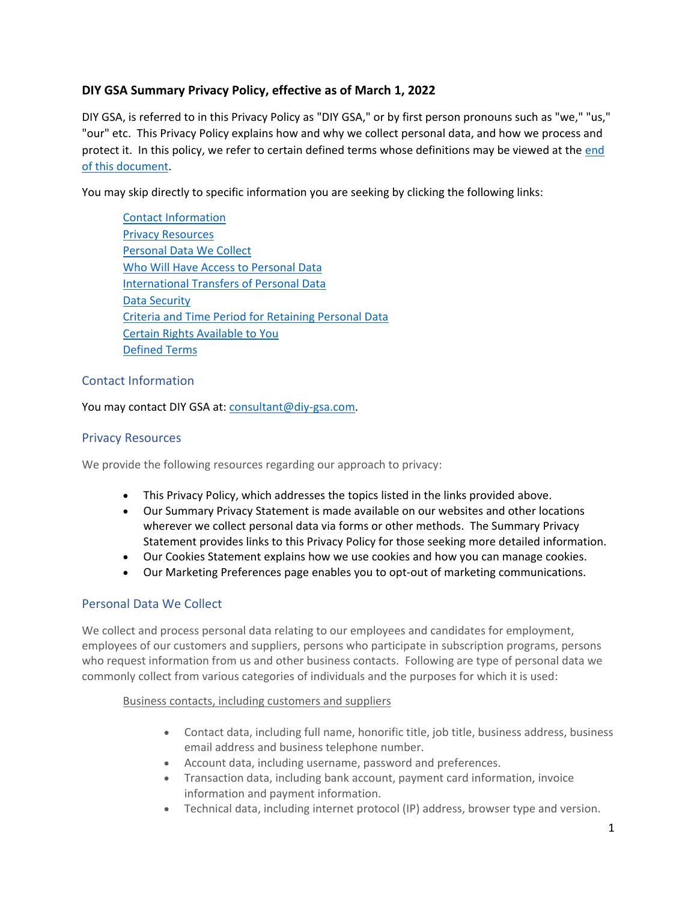# DIY GSA Summary Privacy Policy, effective as of March 1, 2022

DIY GSA, is referred to in this Privacy Policy as "DIY GSA," or by first person pronouns such as "we," "us," "our" etc. This Privacy Policy explains how and why we collect personal data, and how we process and protect it. In this policy, we refer to certain defined terms whose definitions may be viewed at the end of this document.

You may skip directly to specific information you are seeking by clicking the following links:

- Contact Information
- Privacy Resources
- Personal Data We Collect
- Who Will Have Access to Personal Data
- International Transfers of Personal Data
- Data Security
- Criteria and Time Period for Retaining Personal Data
- Certain Rights Available to You
- Defined Terms

## Contact Information

You may contact DIY GSA at: consultant@diy-gsa.com.

## Privacy Resources

We provide the following resources regarding our approach to privacy:

- This Privacy Policy, which addresses the topics listed in the links provided above.
- Our Summary Privacy Statement is made available on our websites and other locations wherever we collect personal data via forms or other methods. The Summary Privacy Statement provides links to this Privacy Policy for those seeking more detailed information.
- Our Cookies Statement explains how we use cookies and how you can manage cookies.
- Our Marketing Preferences page enables you to opt-out of marketing communications.

## Personal Data We Collect

We collect and process personal data relating to our employees and candidates for employment, employees of our customers and suppliers, persons who participate in subscription programs, persons who request information from us and other business contacts. Following are type of personal data we commonly collect from various categories of individuals and the purposes for which it is used:

Business contacts, including customers and suppliers

- Contact data, including full name, honorific title, job title, business address, business email address and business telephone number.
- Account data, including username, password and preferences.
- Transaction data, including bank account, payment card information, invoice information and payment information.
- Technical data, including internet protocol (IP) address, browser type and version.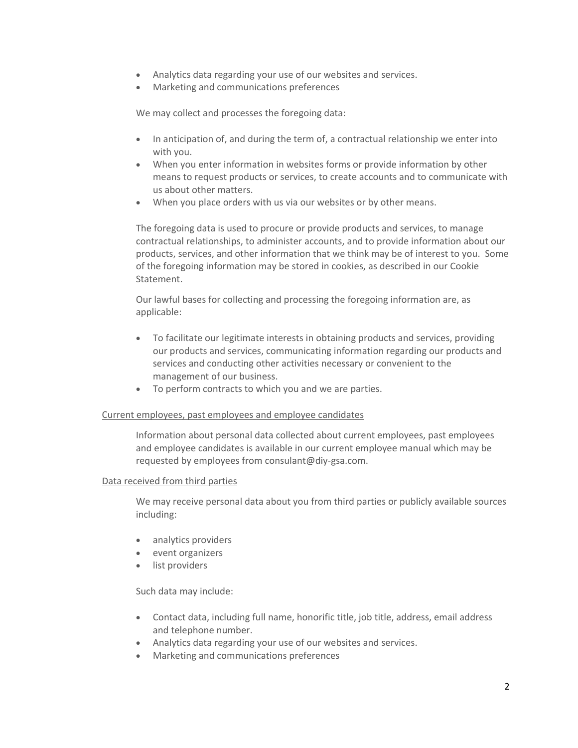- Analytics data regarding your use of our websites and services.
- Marketing and communications preferences

We may collect and processes the foregoing data:

- In anticipation of, and during the term of, a contractual relationship we enter into with you.
- When you enter information in websites forms or provide information by other means to request products or services, to create accounts and to communicate with us about other matters.
- When you place orders with us via our websites or by other means.

The foregoing data is used to procure or provide products and services, to manage contractual relationships, to administer accounts, and to provide information about our products, services, and other information that we think may be of interest to you. Some of the foregoing information may be stored in cookies, as described in our Cookie Statement.

Our lawful bases for collecting and processing the foregoing information are, as applicable:

- To facilitate our legitimate interests in obtaining products and services, providing our products and services, communicating information regarding our products and services and conducting other activities necessary or convenient to the management of our business.
- To perform contracts to which you and we are parties.

<u>Current employees, past employees and employee candidates</u>

Information about personal data collected about current employees, past employees and employee candidates is available in our current employee manual which may be requested by employees from consulant@diy-gsa.com.

<u>Data received from third parties</u>

We may receive personal data about you from third parties or publicly available sources including:

- analytics providers
- event organizers
- list providers

Such data may include:

- Contact data, including full name, honorific title, job title, address, email address and telephone number.
- Analytics data regarding your use of our websites and services.
- Marketing and communications preferences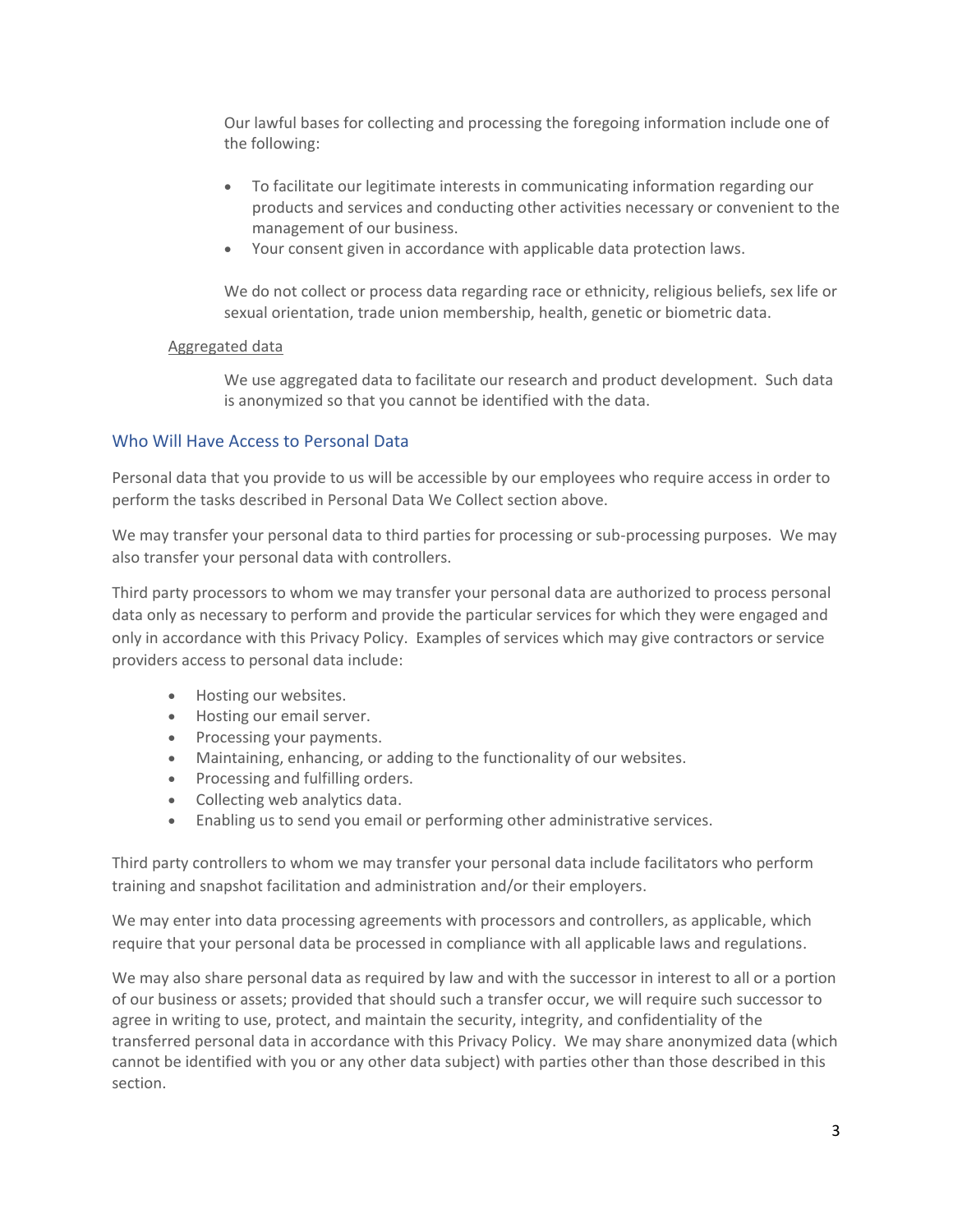Our lawful bases for collecting and processing the foregoing information include one of the following:

- To facilitate our legitimate interests in communicating information regarding our products and services and conducting other activities necessary or convenient to the management of our business.
- Your consent given in accordance with applicable data protection laws.

We do not collect or process data regarding race or ethnicity, religious beliefs, sex life or sexual orientation, trade union membership, health, genetic or biometric data.

Aggregated data

We use aggregated data to facilitate our research and product development. Such data is anonymized so that you cannot be identified with the data.

## Who Will Have Access to Personal Data

Personal data that you provide to us will be accessible by our employees who require access in order to perform the tasks described in Personal Data We Collect section above.

We may transfer your personal data to third parties for processing or sub-processing purposes. We may also transfer your personal data with controllers.

Third party processors to whom we may transfer your personal data are authorized to process personal data only as necessary to perform and provide the particular services for which they were engaged and only in accordance with this Privacy Policy. Examples of services which may give contractors or service providers access to personal data include:

- Hosting our websites.
- Hosting our email server.
- Processing your payments.
- Maintaining, enhancing, or adding to the functionality of our websites.
- Processing and fulfilling orders.
- Collecting web analytics data.
- Enabling us to send you email or performing other administrative services.

Third party controllers to whom we may transfer your personal data include facilitators who perform training and snapshot facilitation and administration and/or their employers.

We may enter into data processing agreements with processors and controllers, as applicable, which require that your personal data be processed in compliance with all applicable laws and regulations.

We may also share personal data as required by law and with the successor in interest to all or a portion of our business or assets; provided that should such a transfer occur, we will require such successor to agree in writing to use, protect, and maintain the security, integrity, and confidentiality of the transferred personal data in accordance with this Privacy Policy. We may share anonymized data (which cannot be identified with you or any other data subject) with parties other than those described in this section.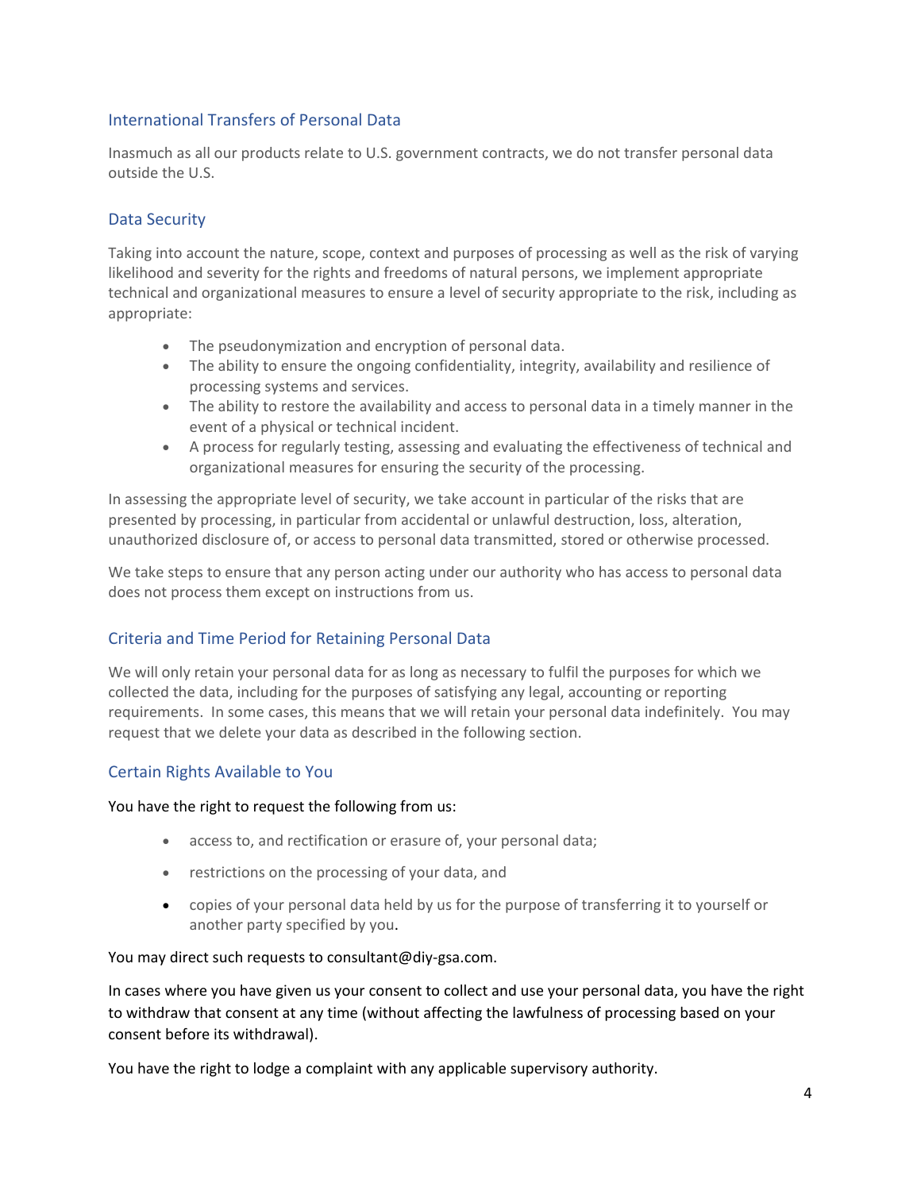## International Transfers of Personal Data

Inasmuch as all our products relate to U.S. government contracts, we do not transfer personal data outside the U.S.

## Data Security

Taking into account the nature, scope, context and purposes of processing as well as the risk of varying likelihood and severity for the rights and freedoms of natural persons, we implement appropriate technical and organizational measures to ensure a level of security appropriate to the risk, including as appropriate:

- The pseudonymization and encryption of personal data.
- The ability to ensure the ongoing confidentiality, integrity, availability and resilience of processing systems and services.
- The ability to restore the availability and access to personal data in a timely manner in the event of a physical or technical incident.
- A process for regularly testing, assessing and evaluating the effectiveness of technical and organizational measures for ensuring the security of the processing.

In assessing the appropriate level of security, we take account in particular of the risks that are presented by processing, in particular from accidental or unlawful destruction, loss, alteration, unauthorized disclosure of, or access to personal data transmitted, stored or otherwise processed.

We take steps to ensure that any person acting under our authority who has access to personal data does not process them except on instructions from us.

## Criteria and Time Period for Retaining Personal Data

We will only retain your personal data for as long as necessary to fulfil the purposes for which we collected the data, including for the purposes of satisfying any legal, accounting or reporting requirements. In some cases, this means that we will retain your personal data indefinitely. You may request that we delete your data as described in the following section.

## Certain Rights Available to You

You have the right to request the following from us:

- access to, and rectification or erasure of, your personal data;
- restrictions on the processing of your data, and
- copies of your personal data held by us for the purpose of transferring it to yourself or another party specified by you.

You may direct such requests to consultant@diy-gsa.com.

In cases where you have given us your consent to collect and use your personal data, you have the right to withdraw that consent at any time (without affecting the lawfulness of processing based on your consent before its withdrawal).

You have the right to lodge a complaint with any applicable supervisory authority.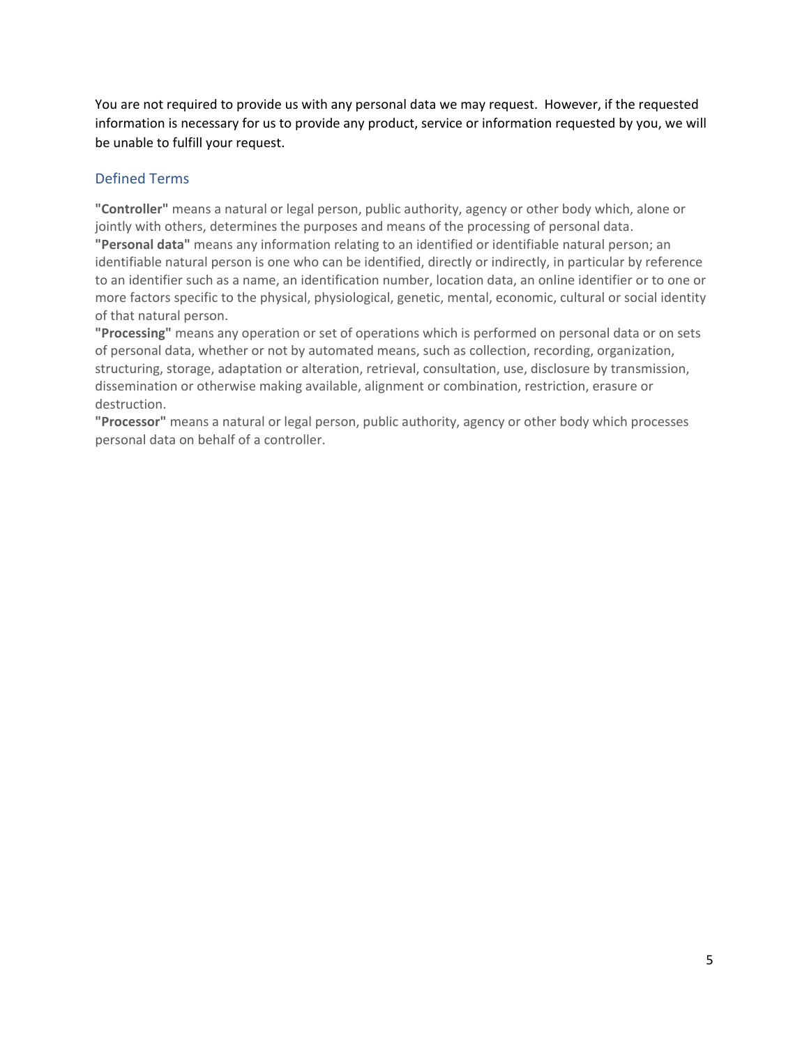You are not required to provide us with any personal data we may request. However, if the requested information is necessary for us to provide any product, service or information requested by you, we will be unable to fulfill your request.

## Defined Terms

**"Controller"** means a natural or legal person, public authority, agency or other body which, alone or jointly with others, determines the purposes and means of the processing of personal data.
**"Personal data"** means any information relating to an identified or identifiable natural person; an identifiable natural person is one who can be identified, directly or indirectly, in particular by reference to an identifier such as a name, an identification number, location data, an online identifier or to one or more factors specific to the physical, physiological, genetic, mental, economic, cultural or social identity of that natural person.
**"Processing"** means any operation or set of operations which is performed on personal data or on sets of personal data, whether or not by automated means, such as collection, recording, organization, structuring, storage, adaptation or alteration, retrieval, consultation, use, disclosure by transmission, dissemination or otherwise making available, alignment or combination, restriction, erasure or destruction.
**"Processor"** means a natural or legal person, public authority, agency or other body which processes personal data on behalf of a controller.